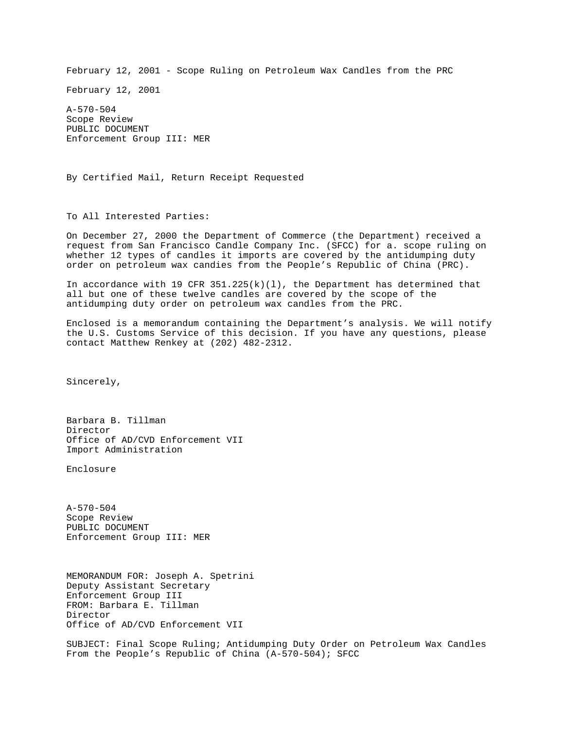February 12, 2001 - Scope Ruling on Petroleum Wax Candles from the PRC

February 12, 2001

A-570-504
Scope Review
PUBLIC DOCUMENT
Enforcement Group III: MER

By Certified Mail, Return Receipt Requested

To All Interested Parties:

On December 27, 2000 the Department of Commerce (the Department) received a request from San Francisco Candle Company Inc. (SFCC) for a. scope ruling on whether 12 types of candles it imports are covered by the antidumping duty order on petroleum wax candies from the People's Republic of China (PRC).

In accordance with 19 CFR 351.225(k)(l), the Department has determined that all but one of these twelve candles are covered by the scope of the antidumping duty order on petroleum wax candles from the PRC.

Enclosed is a memorandum containing the Department's analysis. We will notify the U.S. Customs Service of this decision. If you have any questions, please contact Matthew Renkey at (202) 482-2312.

Sincerely,

Barbara B. Tillman
Director
Office of AD/CVD Enforcement VII
Import Administration

Enclosure

A-570-504
Scope Review
PUBLIC DOCUMENT
Enforcement Group III: MER

MEMORANDUM FOR: Joseph A. Spetrini
Deputy Assistant Secretary
Enforcement Group III
FROM: Barbara E. Tillman
Director
Office of AD/CVD Enforcement VII

SUBJECT: Final Scope Ruling; Antidumping Duty Order on Petroleum Wax Candles From the People's Republic of China (A-570-504); SFCC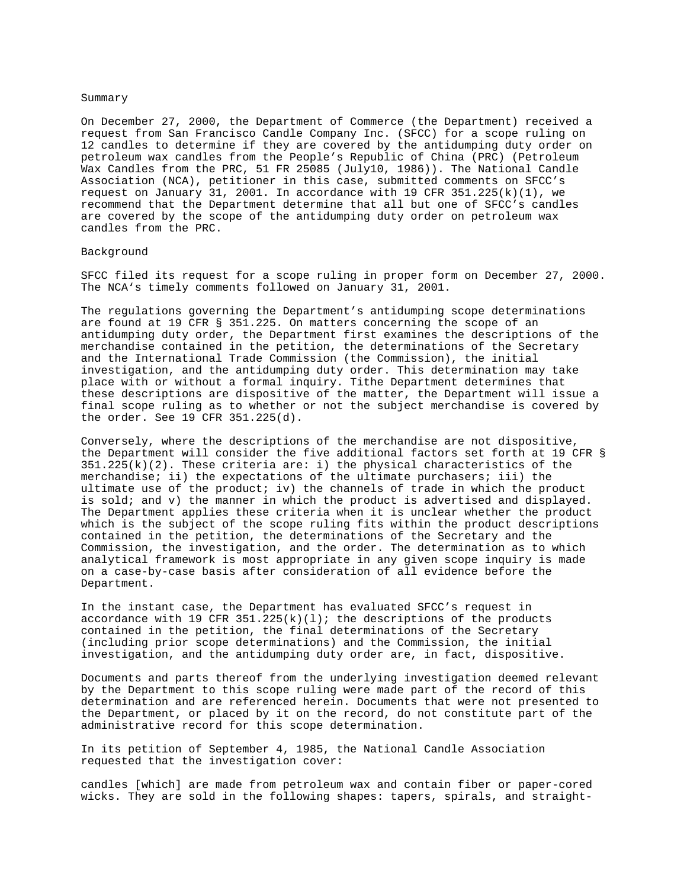Summary

On December 27, 2000, the Department of Commerce (the Department) received a request from San Francisco Candle Company Inc. (SFCC) for a scope ruling on 12 candles to determine if they are covered by the antidumping duty order on petroleum wax candles from the People's Republic of China (PRC) (Petroleum Wax Candles from the PRC, 51 FR 25085 (July10, 1986)). The National Candle Association (NCA), petitioner in this case, submitted comments on SFCC's request on January 31, 2001. In accordance with 19 CFR 351.225(k)(1), we recommend that the Department determine that all but one of SFCC's candles are covered by the scope of the antidumping duty order on petroleum wax candles from the PRC.

Background

SFCC filed its request for a scope ruling in proper form on December 27, 2000. The NCA's timely comments followed on January 31, 2001.

The regulations governing the Department's antidumping scope determinations are found at 19 CFR § 351.225. On matters concerning the scope of an antidumping duty order, the Department first examines the descriptions of the merchandise contained in the petition, the determinations of the Secretary and the International Trade Commission (the Commission), the initial investigation, and the antidumping duty order. This determination may take place with or without a formal inquiry. Tithe Department determines that these descriptions are dispositive of the matter, the Department will issue a final scope ruling as to whether or not the subject merchandise is covered by the order. See 19 CFR 351.225(d).

Conversely, where the descriptions of the merchandise are not dispositive, the Department will consider the five additional factors set forth at 19 CFR § 351.225(k)(2). These criteria are: i) the physical characteristics of the merchandise; ii) the expectations of the ultimate purchasers; iii) the ultimate use of the product; iv) the channels of trade in which the product is sold; and v) the manner in which the product is advertised and displayed. The Department applies these criteria when it is unclear whether the product which is the subject of the scope ruling fits within the product descriptions contained in the petition, the determinations of the Secretary and the Commission, the investigation, and the order. The determination as to which analytical framework is most appropriate in any given scope inquiry is made on a case-by-case basis after consideration of all evidence before the Department.

In the instant case, the Department has evaluated SFCC's request in accordance with 19 CFR 351.225(k)(l); the descriptions of the products contained in the petition, the final determinations of the Secretary (including prior scope determinations) and the Commission, the initial investigation, and the antidumping duty order are, in fact, dispositive.

Documents and parts thereof from the underlying investigation deemed relevant by the Department to this scope ruling were made part of the record of this determination and are referenced herein. Documents that were not presented to the Department, or placed by it on the record, do not constitute part of the administrative record for this scope determination.

In its petition of September 4, 1985, the National Candle Association requested that the investigation cover:

candles [which] are made from petroleum wax and contain fiber or paper-cored wicks. They are sold in the following shapes: tapers, spirals, and straight-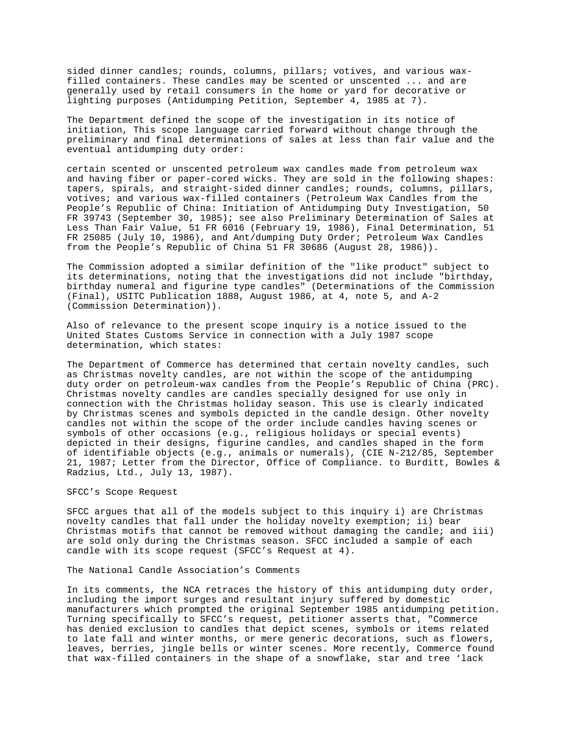sided dinner candles; rounds, columns, pillars; votives, and various wax-filled containers. These candles may be scented or unscented ... and are generally used by retail consumers in the home or yard for decorative or lighting purposes (Antidumping Petition, September 4, 1985 at 7).

The Department defined the scope of the investigation in its notice of initiation, This scope language carried forward without change through the preliminary and final determinations of sales at less than fair value and the eventual antidumping duty order:

certain scented or unscented petroleum wax candles made from petroleum wax and having fiber or paper-cored wicks. They are sold in the following shapes: tapers, spirals, and straight-sided dinner candles; rounds, columns, pillars, votives; and various wax-filled containers (Petroleum Wax Candles from the People's Republic of China: Initiation of Antidumping Duty Investigation, 50 FR 39743 (September 30, 1985); see also Preliminary Determination of Sales at Less Than Fair Value, 51 FR 6016 (February 19, 1986), Final Determination, 51 FR 25085 (July 10, 1986), and Ant/dumping Duty Order; Petroleum Wax Candles from the People's Republic of China 51 FR 30686 (August 28, 1986)).

The Commission adopted a similar definition of the "like product" subject to its determinations, noting that the investigations did not include "birthday, birthday numeral and figurine type candles" (Determinations of the Commission (Final), USITC Publication 1888, August 1986, at 4, note 5, and A-2 (Commission Determination)).

Also of relevance to the present scope inquiry is a notice issued to the United States Customs Service in connection with a July 1987 scope determination, which states:

The Department of Commerce has determined that certain novelty candles, such as Christmas novelty candles, are not within the scope of the antidumping duty order on petroleum-wax candles from the People's Republic of China (PRC). Christmas novelty candles are candles specially designed for use only in connection with the Christmas holiday season. This use is clearly indicated by Christmas scenes and symbols depicted in the candle design. Other novelty candles not within the scope of the order include candles having scenes or symbols of other occasions (e.g., religious holidays or special events) depicted in their designs, figurine candles, and candles shaped in the form of identifiable objects (e.g., animals or numerals), (CIE N-212/85, September 21, 1987; Letter from the Director, Office of Compliance. to Burditt, Bowles & Radzius, Ltd., July 13, 1987).

SFCC's Scope Request

SFCC argues that all of the models subject to this inquiry i) are Christmas novelty candles that fall under the holiday novelty exemption; ii) bear Christmas motifs that cannot be removed without damaging the candle; and iii) are sold only during the Christmas season. SFCC included a sample of each candle with its scope request (SFCC's Request at 4).

The National Candle Association's Comments

In its comments, the NCA retraces the history of this antidumping duty order, including the import surges and resultant injury suffered by domestic manufacturers which prompted the original September 1985 antidumping petition. Turning specifically to SFCC's request, petitioner asserts that, "Commerce has denied exclusion to candles that depict scenes, symbols or items related to late fall and winter months, or mere generic decorations, such as flowers, leaves, berries, jingle bells or winter scenes. More recently, Commerce found that wax-filled containers in the shape of a snowflake, star and tree 'lack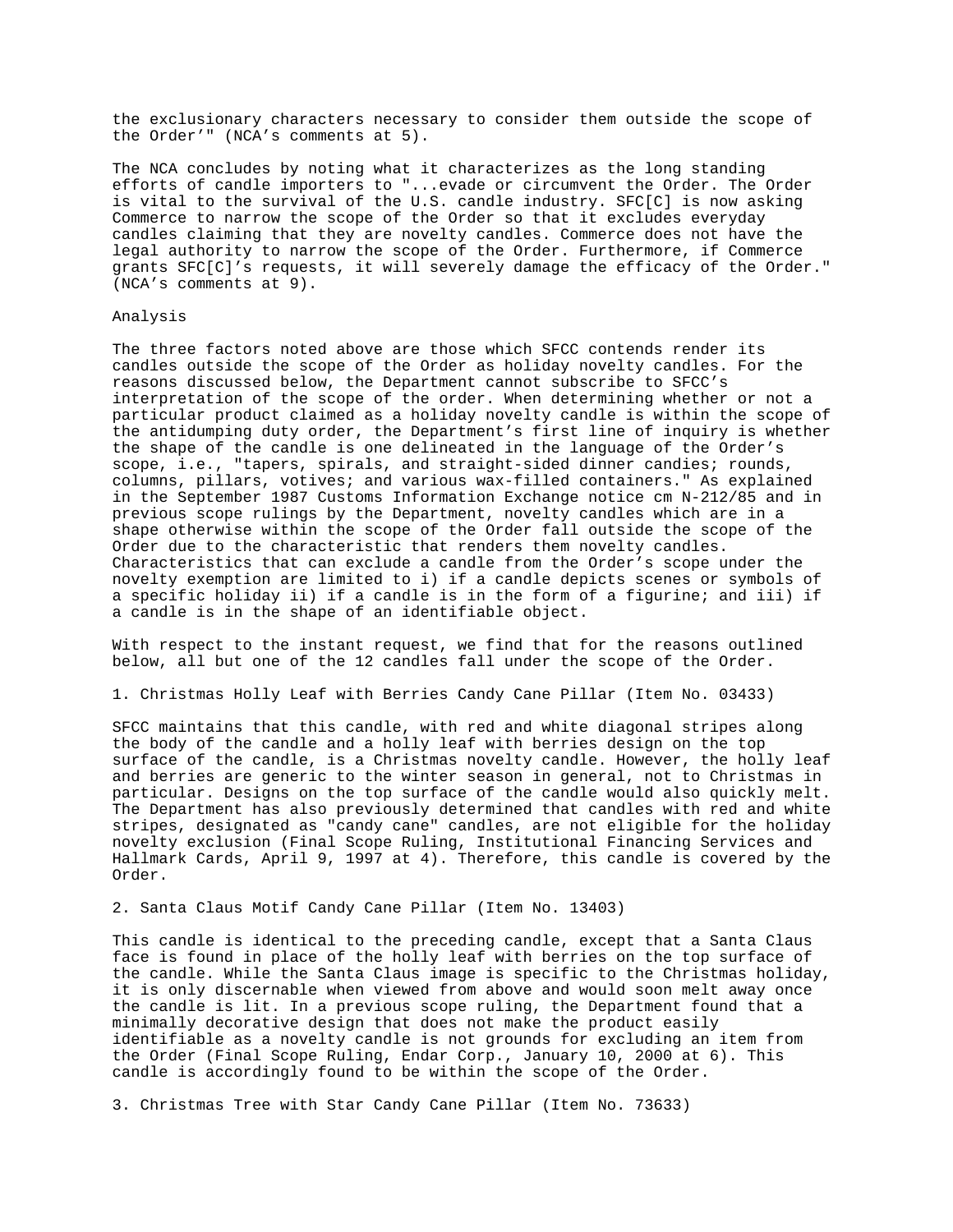the exclusionary characters necessary to consider them outside the scope of the Order'" (NCA's comments at 5).

The NCA concludes by noting what it characterizes as the long standing efforts of candle importers to "...evade or circumvent the Order. The Order is vital to the survival of the U.S. candle industry. SFC[C] is now asking Commerce to narrow the scope of the Order so that it excludes everyday candles claiming that they are novelty candles. Commerce does not have the legal authority to narrow the scope of the Order. Furthermore, if Commerce grants SFC[C]'s requests, it will severely damage the efficacy of the Order." (NCA's comments at 9).

Analysis

The three factors noted above are those which SFCC contends render its candles outside the scope of the Order as holiday novelty candles. For the reasons discussed below, the Department cannot subscribe to SFCC's interpretation of the scope of the order. When determining whether or not a particular product claimed as a holiday novelty candle is within the scope of the antidumping duty order, the Department's first line of inquiry is whether the shape of the candle is one delineated in the language of the Order's scope, i.e., "tapers, spirals, and straight-sided dinner candies; rounds, columns, pillars, votives; and various wax-filled containers." As explained in the September 1987 Customs Information Exchange notice cm N-212/85 and in previous scope rulings by the Department, novelty candles which are in a shape otherwise within the scope of the Order fall outside the scope of the Order due to the characteristic that renders them novelty candles. Characteristics that can exclude a candle from the Order's scope under the novelty exemption are limited to i) if a candle depicts scenes or symbols of a specific holiday ii) if a candle is in the form of a figurine; and iii) if a candle is in the shape of an identifiable object.

With respect to the instant request, we find that for the reasons outlined below, all but one of the 12 candles fall under the scope of the Order.

1. Christmas Holly Leaf with Berries Candy Cane Pillar (Item No. 03433)

SFCC maintains that this candle, with red and white diagonal stripes along the body of the candle and a holly leaf with berries design on the top surface of the candle, is a Christmas novelty candle. However, the holly leaf and berries are generic to the winter season in general, not to Christmas in particular. Designs on the top surface of the candle would also quickly melt. The Department has also previously determined that candles with red and white stripes, designated as "candy cane" candles, are not eligible for the holiday novelty exclusion (Final Scope Ruling, Institutional Financing Services and Hallmark Cards, April 9, 1997 at 4). Therefore, this candle is covered by the Order.

2. Santa Claus Motif Candy Cane Pillar (Item No. 13403)

This candle is identical to the preceding candle, except that a Santa Claus face is found in place of the holly leaf with berries on the top surface of the candle. While the Santa Claus image is specific to the Christmas holiday, it is only discernable when viewed from above and would soon melt away once the candle is lit. In a previous scope ruling, the Department found that a minimally decorative design that does not make the product easily identifiable as a novelty candle is not grounds for excluding an item from the Order (Final Scope Ruling, Endar Corp., January 10, 2000 at 6). This candle is accordingly found to be within the scope of the Order.

3. Christmas Tree with Star Candy Cane Pillar (Item No. 73633)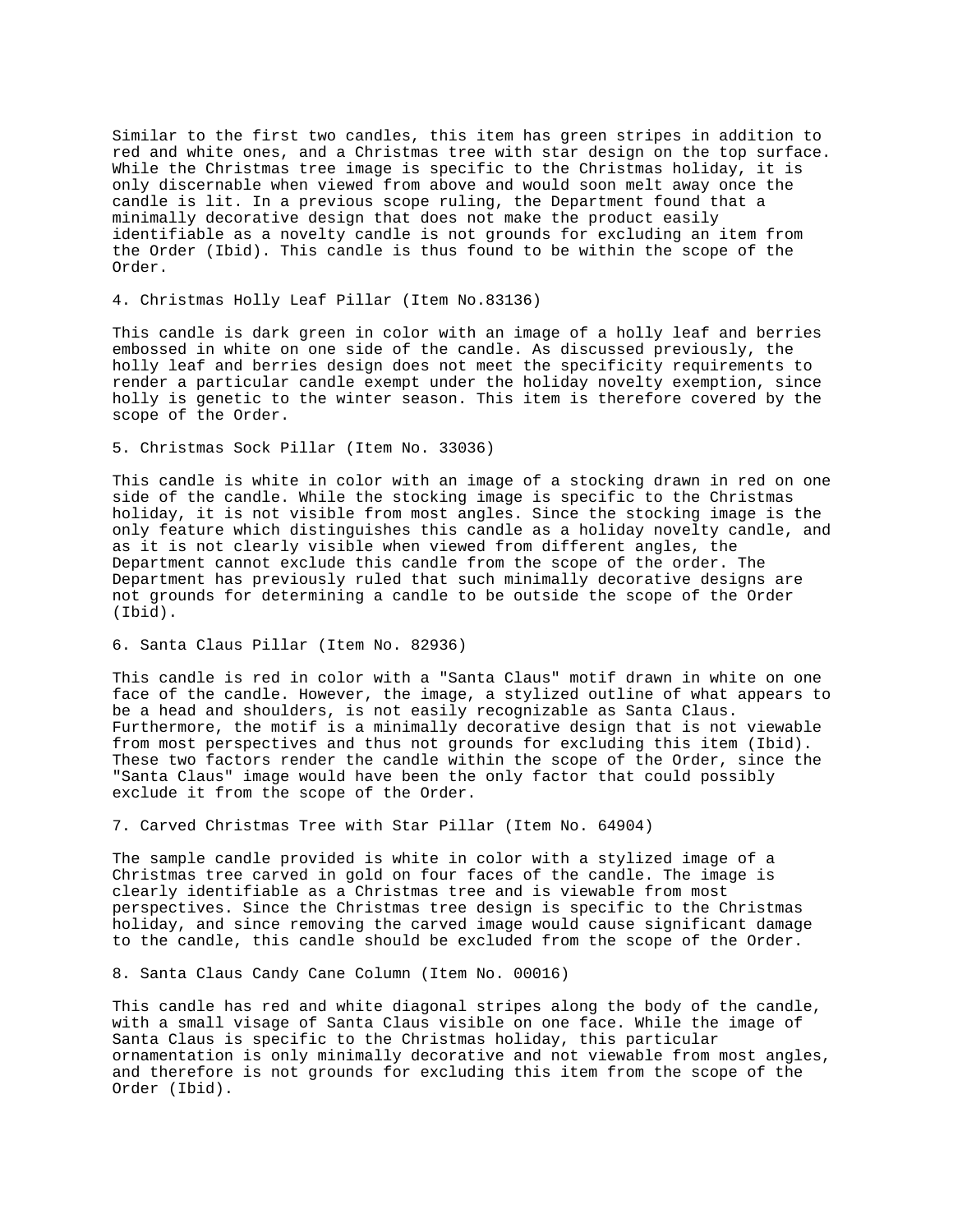Similar to the first two candles, this item has green stripes in addition to red and white ones, and a Christmas tree with star design on the top surface. While the Christmas tree image is specific to the Christmas holiday, it is only discernable when viewed from above and would soon melt away once the candle is lit. In a previous scope ruling, the Department found that a minimally decorative design that does not make the product easily identifiable as a novelty candle is not grounds for excluding an item from the Order (Ibid). This candle is thus found to be within the scope of the Order.

4. Christmas Holly Leaf Pillar (Item No.83136)

This candle is dark green in color with an image of a holly leaf and berries embossed in white on one side of the candle. As discussed previously, the holly leaf and berries design does not meet the specificity requirements to render a particular candle exempt under the holiday novelty exemption, since holly is genetic to the winter season. This item is therefore covered by the scope of the Order.

5. Christmas Sock Pillar (Item No. 33036)

This candle is white in color with an image of a stocking drawn in red on one side of the candle. While the stocking image is specific to the Christmas holiday, it is not visible from most angles. Since the stocking image is the only feature which distinguishes this candle as a holiday novelty candle, and as it is not clearly visible when viewed from different angles, the Department cannot exclude this candle from the scope of the order. The Department has previously ruled that such minimally decorative designs are not grounds for determining a candle to be outside the scope of the Order (Ibid).

6. Santa Claus Pillar (Item No. 82936)

This candle is red in color with a "Santa Claus" motif drawn in white on one face of the candle. However, the image, a stylized outline of what appears to be a head and shoulders, is not easily recognizable as Santa Claus. Furthermore, the motif is a minimally decorative design that is not viewable from most perspectives and thus not grounds for excluding this item (Ibid). These two factors render the candle within the scope of the Order, since the "Santa Claus" image would have been the only factor that could possibly exclude it from the scope of the Order.

7. Carved Christmas Tree with Star Pillar (Item No. 64904)

The sample candle provided is white in color with a stylized image of a Christmas tree carved in gold on four faces of the candle. The image is clearly identifiable as a Christmas tree and is viewable from most perspectives. Since the Christmas tree design is specific to the Christmas holiday, and since removing the carved image would cause significant damage to the candle, this candle should be excluded from the scope of the Order.

8. Santa Claus Candy Cane Column (Item No. 00016)

This candle has red and white diagonal stripes along the body of the candle, with a small visage of Santa Claus visible on one face. While the image of Santa Claus is specific to the Christmas holiday, this particular ornamentation is only minimally decorative and not viewable from most angles, and therefore is not grounds for excluding this item from the scope of the Order (Ibid).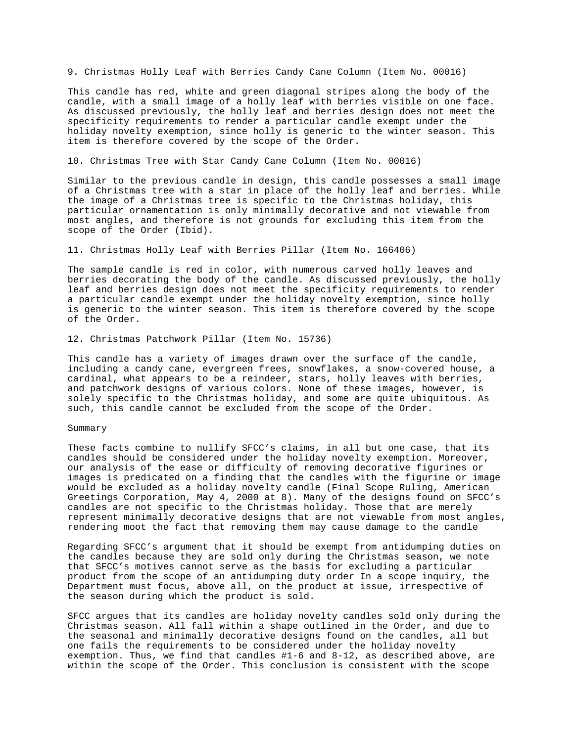9. Christmas Holly Leaf with Berries Candy Cane Column (Item No. 00016)

This candle has red, white and green diagonal stripes along the body of the candle, with a small image of a holly leaf with berries visible on one face. As discussed previously, the holly leaf and berries design does not meet the specificity requirements to render a particular candle exempt under the holiday novelty exemption, since holly is generic to the winter season. This item is therefore covered by the scope of the Order.

10. Christmas Tree with Star Candy Cane Column (Item No. 00016)

Similar to the previous candle in design, this candle possesses a small image of a Christmas tree with a star in place of the holly leaf and berries. While the image of a Christmas tree is specific to the Christmas holiday, this particular ornamentation is only minimally decorative and not viewable from most angles, and therefore is not grounds for excluding this item from the scope of the Order (Ibid).

11. Christmas Holly Leaf with Berries Pillar (Item No. 166406)

The sample candle is red in color, with numerous carved holly leaves and berries decorating the body of the candle. As discussed previously, the holly leaf and berries design does not meet the specificity requirements to render a particular candle exempt under the holiday novelty exemption, since holly is generic to the winter season. This item is therefore covered by the scope of the Order.

12. Christmas Patchwork Pillar (Item No. 15736)

This candle has a variety of images drawn over the surface of the candle, including a candy cane, evergreen frees, snowflakes, a snow-covered house, a cardinal, what appears to be a reindeer, stars, holly leaves with berries, and patchwork designs of various colors. None of these images, however, is solely specific to the Christmas holiday, and some are quite ubiquitous. As such, this candle cannot be excluded from the scope of the Order.

Summary

These facts combine to nullify SFCC's claims, in all but one case, that its candles should be considered under the holiday novelty exemption. Moreover, our analysis of the ease or difficulty of removing decorative figurines or images is predicated on a finding that the candles with the figurine or image would be excluded as a holiday novelty candle (Final Scope Ruling, American Greetings Corporation, May 4, 2000 at 8). Many of the designs found on SFCC's candles are not specific to the Christmas holiday. Those that are merely represent minimally decorative designs that are not viewable from most angles, rendering moot the fact that removing them may cause damage to the candle

Regarding SFCC's argument that it should be exempt from antidumping duties on the candles because they are sold only during the Christmas season, we note that SFCC's motives cannot serve as the basis for excluding a particular product from the scope of an antidumping duty order In a scope inquiry, the Department must focus, above all, on the product at issue, irrespective of the season during which the product is sold.

SFCC argues that its candles are holiday novelty candles sold only during the Christmas season. All fall within a shape outlined in the Order, and due to the seasonal and minimally decorative designs found on the candles, all but one fails the requirements to be considered under the holiday novelty exemption. Thus, we find that candles #1-6 and 8-12, as described above, are within the scope of the Order. This conclusion is consistent with the scope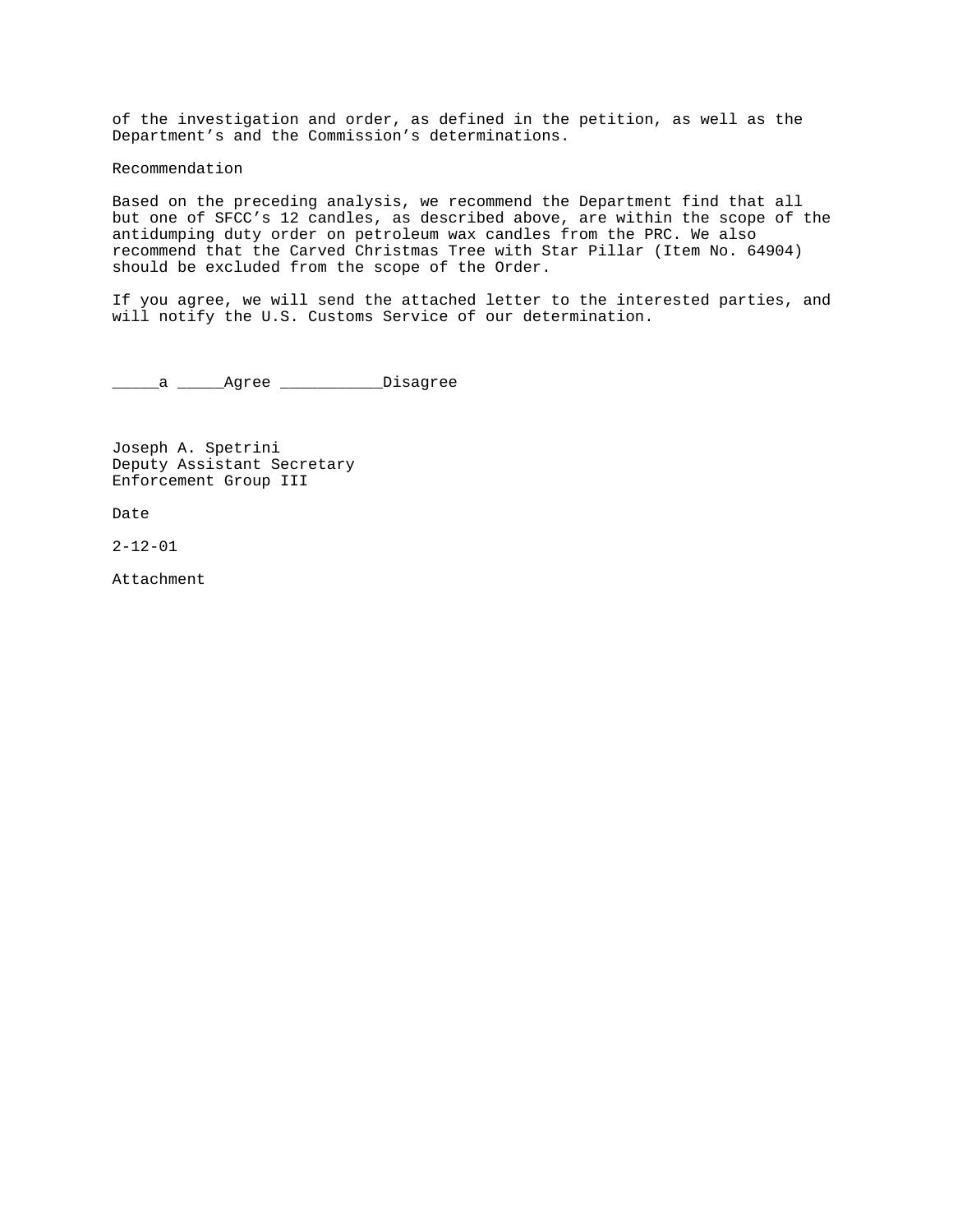of the investigation and order, as defined in the petition, as well as the Department’s and the Commission’s determinations.

## Recommendation

Based on the preceding analysis, we recommend the Department find that all but one of SFCC’s 12 candles, as described above, are within the scope of the antidumping duty order on petroleum wax candles from the PRC. We also recommend that the Carved Christmas Tree with Star Pillar (Item No. 64904) should be excluded from the scope of the Order.

If you agree, we will send the attached letter to the interested parties, and will notify the U.S. Customs Service of our determination.

_____a _____Agree ___________Disagree

Joseph A. Spetrini
Deputy Assistant Secretary
Enforcement Group III

Date

2-12-01

Attachment